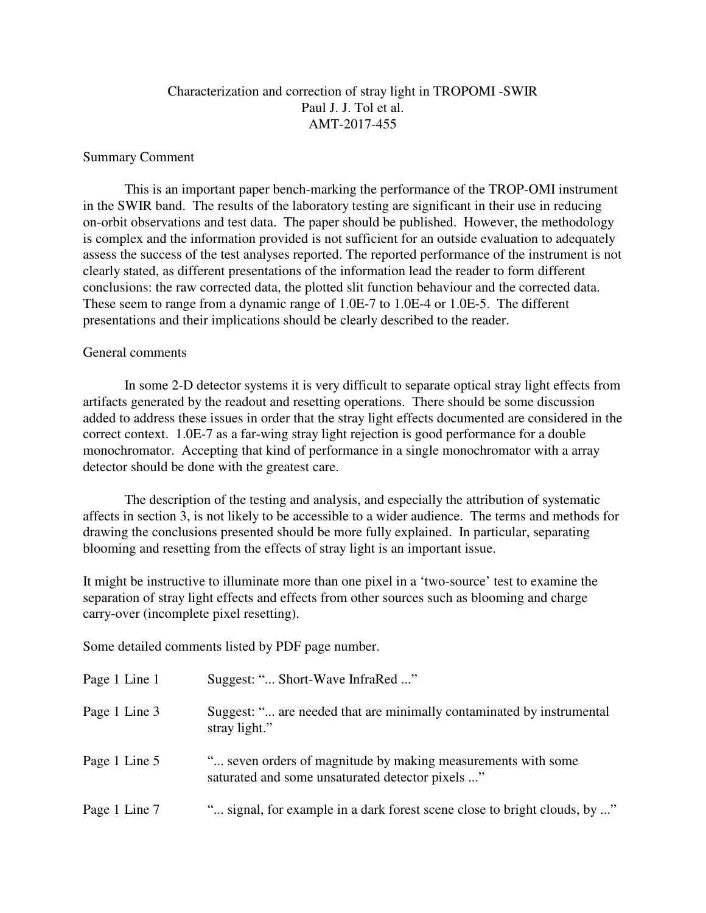Characterization and correction of stray light in TROPOMI -SWIR
Paul J. J. Tol et al.
AMT-2017-455

## Summary Comment

This is an important paper bench-marking the performance of the TROP-OMI instrument in the SWIR band. The results of the laboratory testing are significant in their use in reducing on-orbit observations and test data. The paper should be published. However, the methodology is complex and the information provided is not sufficient for an outside evaluation to adequately assess the success of the test analyses reported. The reported performance of the instrument is not clearly stated, as different presentations of the information lead the reader to form different conclusions: the raw corrected data, the plotted slit function behaviour and the corrected data. These seem to range from a dynamic range of 1.0E-7 to 1.0E-4 or 1.0E-5. The different presentations and their implications should be clearly described to the reader.

## General comments

In some 2-D detector systems it is very difficult to separate optical stray light effects from artifacts generated by the readout and resetting operations. There should be some discussion added to address these issues in order that the stray light effects documented are considered in the correct context. 1.0E-7 as a far-wing stray light rejection is good performance for a double monochromator. Accepting that kind of performance in a single monochromator with a array detector should be done with the greatest care.

The description of the testing and analysis, and especially the attribution of systematic affects in section 3, is not likely to be accessible to a wider audience. The terms and methods for drawing the conclusions presented should be more fully explained. In particular, separating blooming and resetting from the effects of stray light is an important issue.

It might be instructive to illuminate more than one pixel in a 'two-source' test to examine the separation of stray light effects and effects from other sources such as blooming and charge carry-over (incomplete pixel resetting).

Some detailed comments listed by PDF page number.

| | |
|---|---|
| Page 1 Line 1 | Suggest: "... Short-Wave InfraRed ..." |
| Page 1 Line 3 | Suggest: "... are needed that are minimally contaminated by instrumental stray light." |
| Page 1 Line 5 | "... seven orders of magnitude by making measurements with some saturated and some unsaturated detector pixels ..." |
| Page 1 Line 7 | "... signal, for example in a dark forest scene close to bright clouds, by ..." |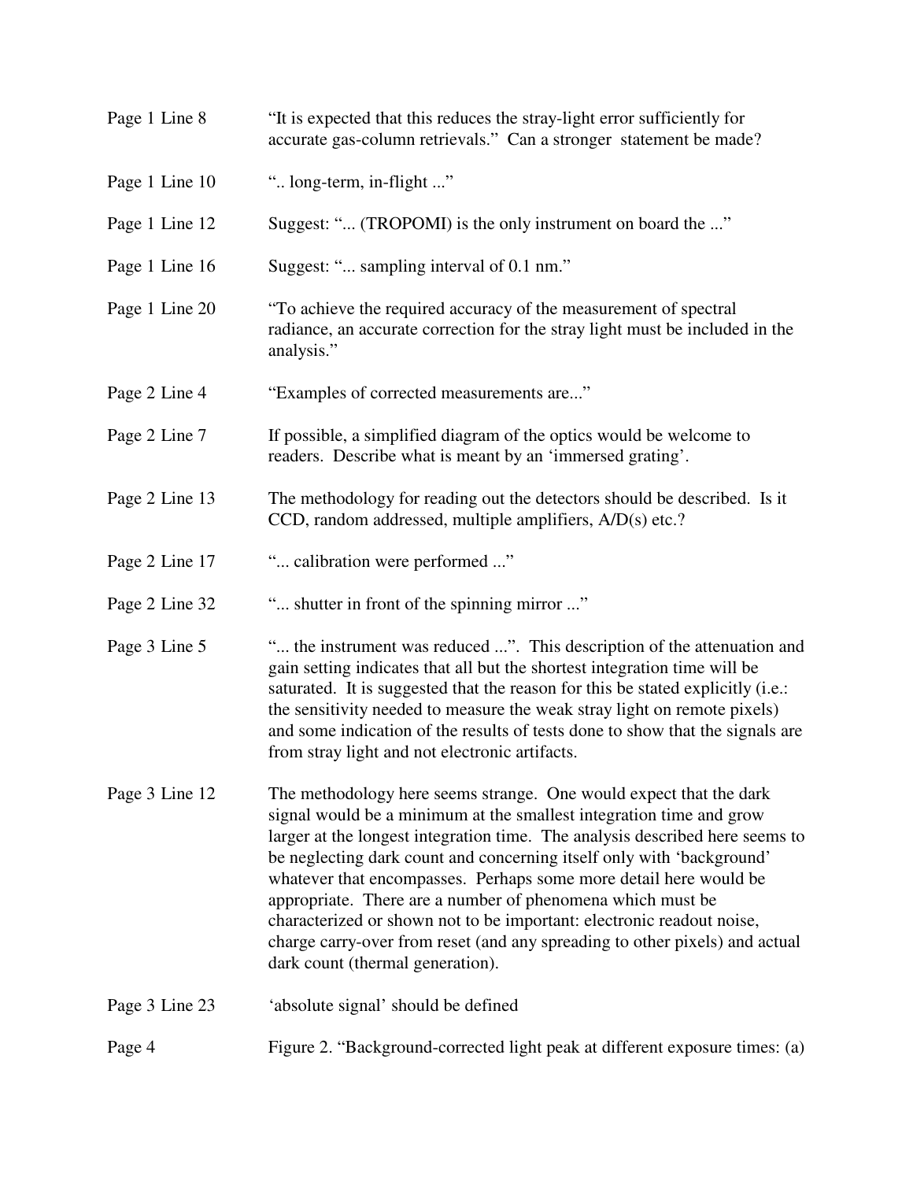Page 1 Line 8 "It is expected that this reduces the stray-light error sufficiently for accurate gas-column retrievals." Can a stronger statement be made?

Page 1 Line 10 ".. long-term, in-flight ..."

Page 1 Line 12 Suggest: "... (TROPOMI) is the only instrument on board the ..."

Page 1 Line 16 Suggest: "... sampling interval of 0.1 nm."

Page 1 Line 20 "To achieve the required accuracy of the measurement of spectral radiance, an accurate correction for the stray light must be included in the analysis."

Page 2 Line 4 "Examples of corrected measurements are..."

Page 2 Line 7 If possible, a simplified diagram of the optics would be welcome to readers. Describe what is meant by an 'immersed grating'.

Page 2 Line 13 The methodology for reading out the detectors should be described. Is it CCD, random addressed, multiple amplifiers, A/D(s) etc.?

Page 2 Line 17 "... calibration were performed ..."

Page 2 Line 32 "... shutter in front of the spinning mirror ..."

Page 3 Line 5 "... the instrument was reduced ...". This description of the attenuation and gain setting indicates that all but the shortest integration time will be saturated. It is suggested that the reason for this be stated explicitly (i.e.: the sensitivity needed to measure the weak stray light on remote pixels) and some indication of the results of tests done to show that the signals are from stray light and not electronic artifacts.

Page 3 Line 12 The methodology here seems strange. One would expect that the dark signal would be a minimum at the smallest integration time and grow larger at the longest integration time. The analysis described here seems to be neglecting dark count and concerning itself only with 'background' whatever that encompasses. Perhaps some more detail here would be appropriate. There are a number of phenomena which must be characterized or shown not to be important: electronic readout noise, charge carry-over from reset (and any spreading to other pixels) and actual dark count (thermal generation).

Page 3 Line 23 'absolute signal' should be defined

Page 4 Figure 2. "Background-corrected light peak at different exposure times: (a)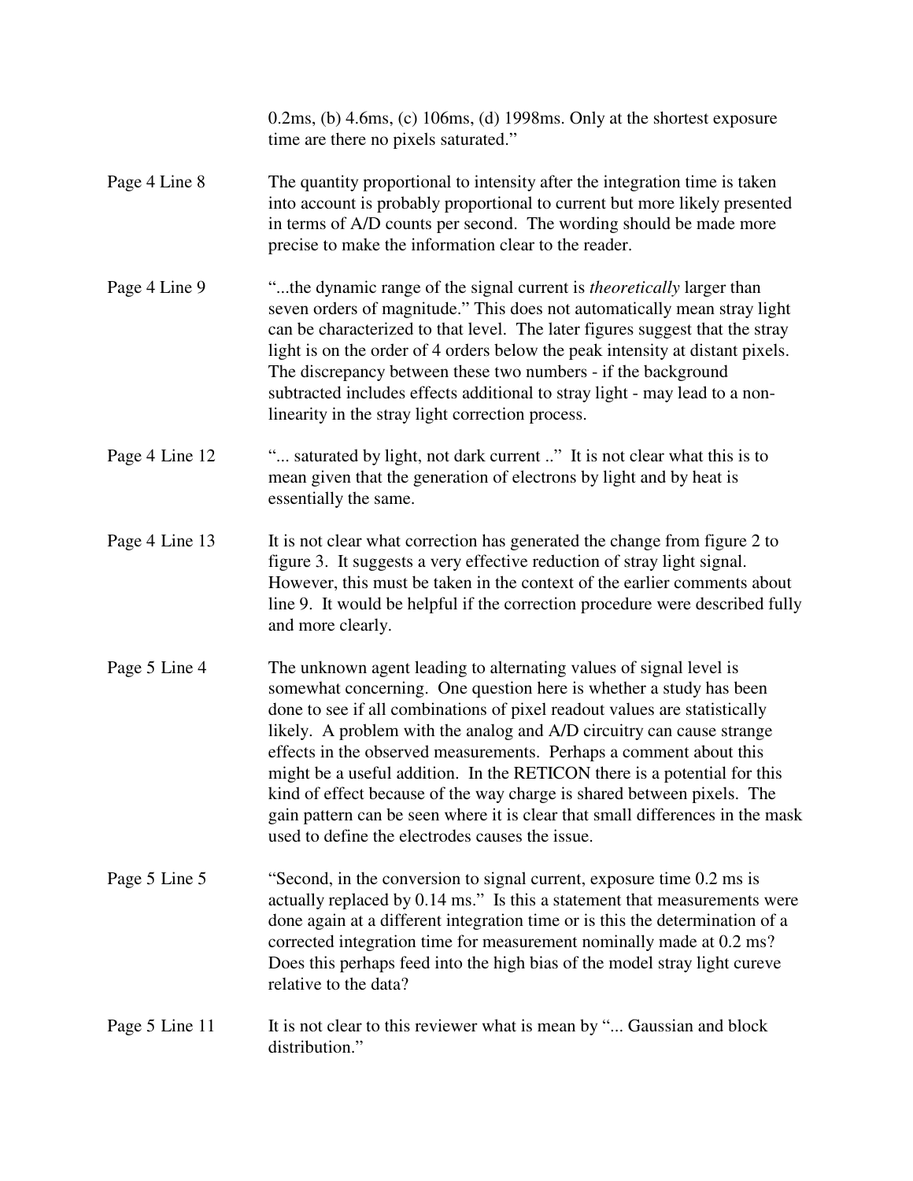0.2ms, (b) 4.6ms, (c) 106ms, (d) 1998ms. Only at the shortest exposure time are there no pixels saturated."

| | |
|---|---|
| Page 4 Line 8 | The quantity proportional to intensity after the integration time is taken into account is probably proportional to current but more likely presented in terms of A/D counts per second. The wording should be made more precise to make the information clear to the reader. |
| Page 4 Line 9 | "...the dynamic range of the signal current is *theoretically* larger than seven orders of magnitude." This does not automatically mean stray light can be characterized to that level. The later figures suggest that the stray light is on the order of 4 orders below the peak intensity at distant pixels. The discrepancy between these two numbers - if the background subtracted includes effects additional to stray light - may lead to a non-linearity in the stray light correction process. |
| Page 4 Line 12 | "... saturated by light, not dark current .." It is not clear what this is to mean given that the generation of electrons by light and by heat is essentially the same. |
| Page 4 Line 13 | It is not clear what correction has generated the change from figure 2 to figure 3. It suggests a very effective reduction of stray light signal. However, this must be taken in the context of the earlier comments about line 9. It would be helpful if the correction procedure were described fully and more clearly. |
| Page 5 Line 4 | The unknown agent leading to alternating values of signal level is somewhat concerning. One question here is whether a study has been done to see if all combinations of pixel readout values are statistically likely. A problem with the analog and A/D circuitry can cause strange effects in the observed measurements. Perhaps a comment about this might be a useful addition. In the RETICON there is a potential for this kind of effect because of the way charge is shared between pixels. The gain pattern can be seen where it is clear that small differences in the mask used to define the electrodes causes the issue. |
| Page 5 Line 5 | "Second, in the conversion to signal current, exposure time 0.2 ms is actually replaced by 0.14 ms." Is this a statement that measurements were done again at a different integration time or is this the determination of a corrected integration time for measurement nominally made at 0.2 ms? Does this perhaps feed into the high bias of the model stray light cureve relative to the data? |
| Page 5 Line 11 | It is not clear to this reviewer what is mean by "... Gaussian and block distribution." |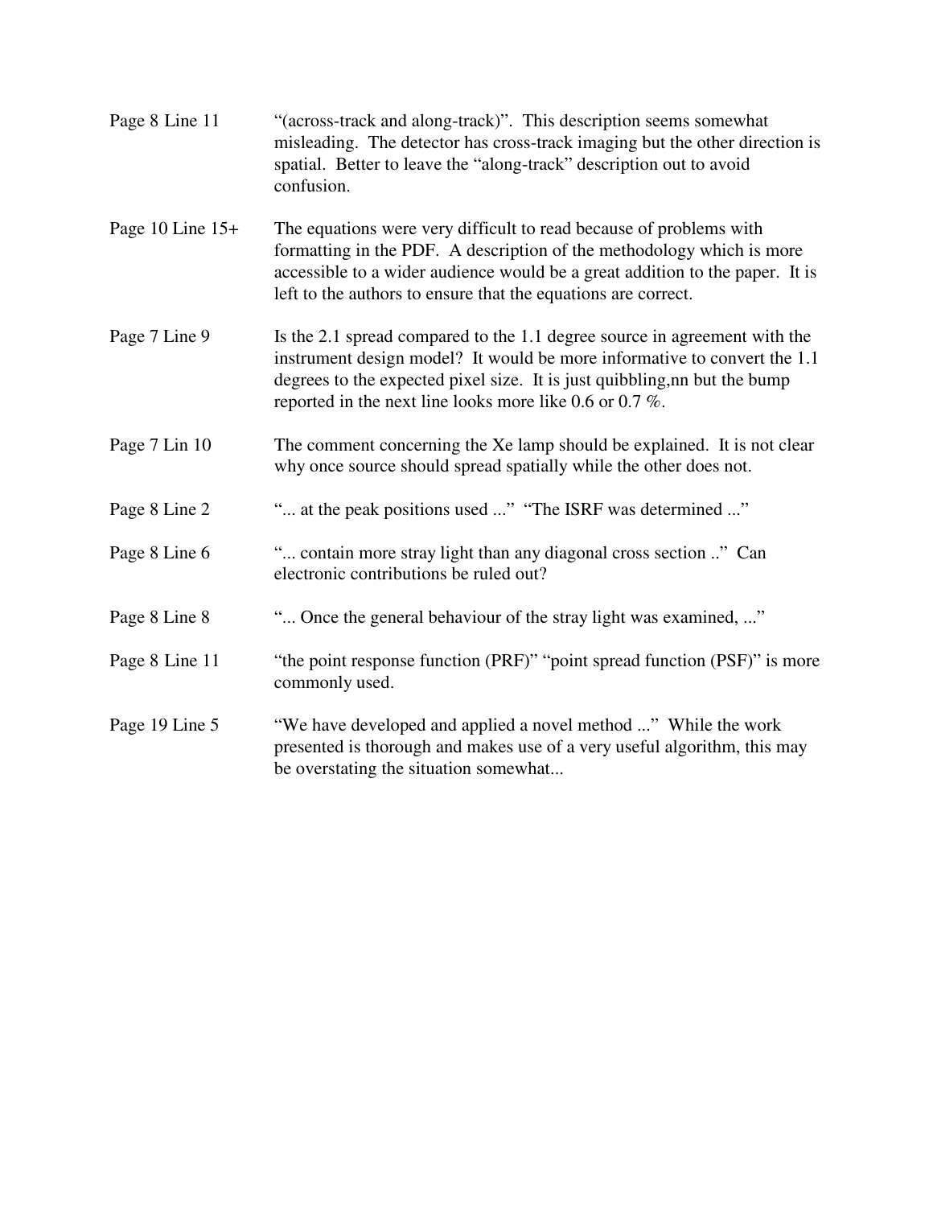| | |
|---|---|
| Page 8 Line 11 | "(across-track and along-track)". This description seems somewhat misleading. The detector has cross-track imaging but the other direction is spatial. Better to leave the "along-track" description out to avoid confusion. |
| Page 10 Line 15+ | The equations were very difficult to read because of problems with formatting in the PDF. A description of the methodology which is more accessible to a wider audience would be a great addition to the paper. It is left to the authors to ensure that the equations are correct. |
| Page 7 Line 9 | Is the 2.1 spread compared to the 1.1 degree source in agreement with the instrument design model? It would be more informative to convert the 1.1 degrees to the expected pixel size. It is just quibbling,nn but the bump reported in the next line looks more like 0.6 or 0.7 %. |
| Page 7 Lin 10 | The comment concerning the Xe lamp should be explained. It is not clear why once source should spread spatially while the other does not. |
| Page 8 Line 2 | "... at the peak positions used ..." "The ISRF was determined ..." |
| Page 8 Line 6 | "... contain more stray light than any diagonal cross section .." Can electronic contributions be ruled out? |
| Page 8 Line 8 | "... Once the general behaviour of the stray light was examined, ..." |
| Page 8 Line 11 | "the point response function (PRF)" "point spread function (PSF)" is more commonly used. |
| Page 19 Line 5 | "We have developed and applied a novel method ..." While the work presented is thorough and makes use of a very useful algorithm, this may be overstating the situation somewhat... |